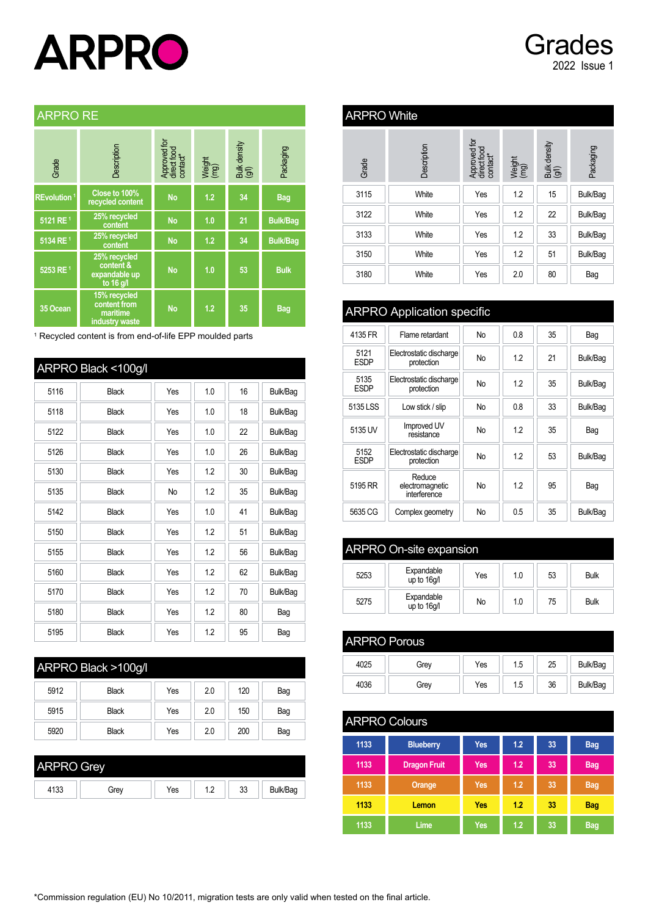# ARPRO

# Grades

2022 Issue 1

## ARPRO RE

| Grade | Description | Approved for direct food contact* | Weight (mg) | Bulk density (g/l) | Packaging |
|---|---|---|---|---|---|
| REvolution [1] | Close to 100% recycled content | No | 1.2 | 34 | Bag |
| 5121 RE [1] | 25% recycled content | No | 1.0 | 21 | Bulk/Bag |
| 5134 RE [1] | 25% recycled content | No | 1.2 | 34 | Bulk/Bag |
| 5253 RE [1] | 25% recycled content & expandable up to 16 g/l | No | 1.0 | 53 | Bulk |
| 35 Ocean | 15% recycled content from maritime industry waste | No | 1.2 | 35 | Bag |

[1] Recycled content is from end-of-life EPP moulded parts

## ARPRO Black <100g/l

| Grade | Description | Approved for direct food contact* | Weight (mg) | Bulk density (g/l) | Packaging |
|---|---|---|---|---|---|
| 5116 | Black | Yes | 1.0 | 16 | Bulk/Bag |
| 5118 | Black | Yes | 1.0 | 18 | Bulk/Bag |
| 5122 | Black | Yes | 1.0 | 22 | Bulk/Bag |
| 5126 | Black | Yes | 1.0 | 26 | Bulk/Bag |
| 5130 | Black | Yes | 1.2 | 30 | Bulk/Bag |
| 5135 | Black | No | 1.2 | 35 | Bulk/Bag |
| 5142 | Black | Yes | 1.0 | 41 | Bulk/Bag |
| 5150 | Black | Yes | 1.2 | 51 | Bulk/Bag |
| 5155 | Black | Yes | 1.2 | 56 | Bulk/Bag |
| 5160 | Black | Yes | 1.2 | 62 | Bulk/Bag |
| 5170 | Black | Yes | 1.2 | 70 | Bulk/Bag |
| 5180 | Black | Yes | 1.2 | 80 | Bag |
| 5195 | Black | Yes | 1.2 | 95 | Bag |

## ARPRO Black >100g/l

| Grade | Description | Approved for direct food contact* | Weight (mg) | Bulk density (g/l) | Packaging |
|---|---|---|---|---|---|
| 5912 | Black | Yes | 2.0 | 120 | Bag |
| 5915 | Black | Yes | 2.0 | 150 | Bag |
| 5920 | Black | Yes | 2.0 | 200 | Bag |

## ARPRO Grey

| Grade | Description | Approved for direct food contact* | Weight (mg) | Bulk density (g/l) | Packaging |
|---|---|---|---|---|---|
| 4133 | Grey | Yes | 1.2 | 33 | Bulk/Bag |

## ARPRO White

| Grade | Description | Approved for direct food contact* | Weight (mg) | Bulk density (g/l) | Packaging |
|---|---|---|---|---|---|
| 3115 | White | Yes | 1.2 | 15 | Bulk/Bag |
| 3122 | White | Yes | 1.2 | 22 | Bulk/Bag |
| 3133 | White | Yes | 1.2 | 33 | Bulk/Bag |
| 3150 | White | Yes | 1.2 | 51 | Bulk/Bag |
| 3180 | White | Yes | 2.0 | 80 | Bag |

## ARPRO Application specific

| Grade | Description | Approved for direct food contact* | Weight (mg) | Bulk density (g/l) | Packaging |
|---|---|---|---|---|---|
| 4135 FR | Flame retardant | No | 0.8 | 35 | Bag |
| 5121 ESDP | Electrostatic discharge protection | No | 1.2 | 21 | Bulk/Bag |
| 5135 ESDP | Electrostatic discharge protection | No | 1.2 | 35 | Bulk/Bag |
| 5135 LSS | Low stick / slip | No | 0.8 | 33 | Bulk/Bag |
| 5135 UV | Improved UV resistance | No | 1.2 | 35 | Bag |
| 5152 ESDP | Electrostatic discharge protection | No | 1.2 | 53 | Bulk/Bag |
| 5195 RR | Reduce electromagnetic interference | No | 1.2 | 95 | Bag |
| 5635 CG | Complex geometry | No | 0.5 | 35 | Bulk/Bag |

## ARPRO On-site expansion

| Grade | Description | Approved for direct food contact* | Weight (mg) | Bulk density (g/l) | Packaging |
|---|---|---|---|---|---|
| 5253 | Expandable up to 16g/l | Yes | 1.0 | 53 | Bulk |
| 5275 | Expandable up to 16g/l | No | 1.0 | 75 | Bulk |

## ARPRO Porous

| Grade | Description | Approved for direct food contact* | Weight (mg) | Bulk density (g/l) | Packaging |
|---|---|---|---|---|---|
| 4025 | Grey | Yes | 1.5 | 25 | Bulk/Bag |
| 4036 | Grey | Yes | 1.5 | 36 | Bulk/Bag |

## ARPRO Colours

| Grade | Description | Approved for direct food contact* | Weight (mg) | Bulk density (g/l) | Packaging |
|---|---|---|---|---|---|
| 1133 | Blueberry | Yes | 1.2 | 33 | Bag |
| 1133 | Dragon Fruit | Yes | 1.2 | 33 | Bag |
| 1133 | Orange | Yes | 1.2 | 33 | Bag |
| 1133 | Lemon | Yes | 1.2 | 33 | Bag |
| 1133 | Lime | Yes | 1.2 | 33 | Bag |

*Commission regulation (EU) No 10/2011, migration tests are only valid when tested on the final article.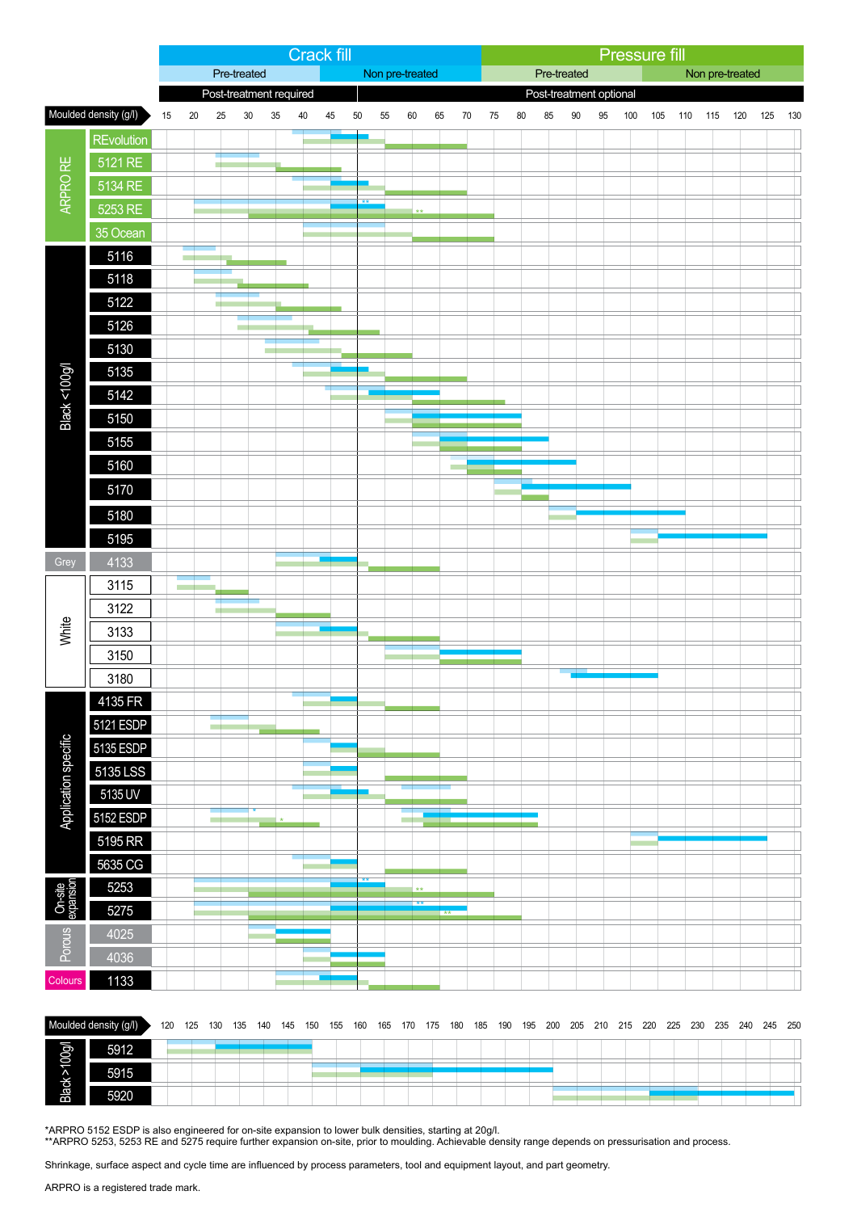Crack fill | Pressure fill

Pre-treated | Non pre-treated | Pre-treated | Non pre-treated

Post-treatment required | Post-treatment optional

Moulded density (g/l)

15 20 25 30 35 40 45 50 55 60 65 70 75 80 85 90 95 100 105 110 115 120 125 130

ARPRO RE: REvolution, 5121 RE, 5134 RE, 5253 RE, 35 Ocean

Black <100g/l: 5116, 5118, 5122, 5126, 5130, 5135, 5142, 5150, 5155, 5160, 5170, 5180, 5195

Grey: 4133

White: 3115, 3122, 3133, 3150, 3180

Application specific: 4135 FR, 5121 ESDP, 5135 ESDP, 5135 LSS, 5135 UV, 5152 ESDP, 5195 RR, 5635 CG

On-site expansion: 5253, 5275

Porous: 4025, 4036

Colours: 1133

Moulded density (g/l)

120 125 130 135 140 145 150 155 160 165 170 175 180 185 190 195 200 205 210 215 220 225 230 235 240 245 250

Black >100g/l: 5912, 5915, 5920

*ARPRO 5152 ESDP is also engineered for on-site expansion to lower bulk densities, starting at 20g/l.
**ARPRO 5253, 5253 RE and 5275 require further expansion on-site, prior to moulding. Achievable density range depends on pressurisation and process.

Shrinkage, surface aspect and cycle time are influenced by process parameters, tool and equipment layout, and part geometry.

ARPRO is a registered trade mark.